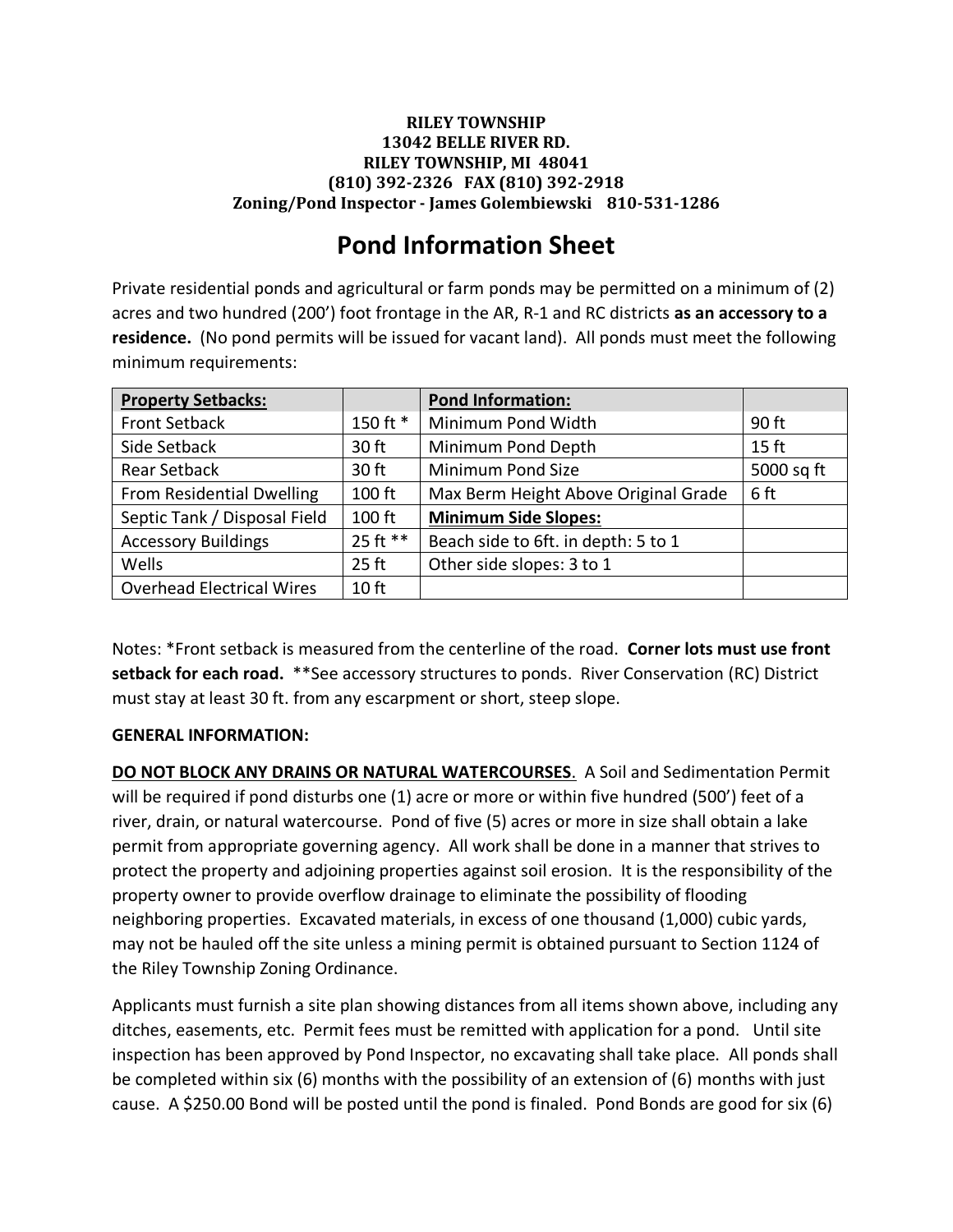**RILEY TOWNSHIP**
**13042 BELLE RIVER RD.**
**RILEY TOWNSHIP, MI 48041**
**(810) 392-2326 FAX (810) 392-2918**
**Zoning/Pond Inspector - James Golembiewski 810-531-1286**

# Pond Information Sheet

Private residential ponds and agricultural or farm ponds may be permitted on a minimum of (2) acres and two hundred (200') foot frontage in the AR, R-1 and RC districts **as an accessory to a residence.** (No pond permits will be issued for vacant land). All ponds must meet the following minimum requirements:

| **Property Setbacks:** | | **Pond Information:** | |
|---|---|---|---|
| Front Setback | 150 ft * | Minimum Pond Width | 90 ft |
| Side Setback | 30 ft | Minimum Pond Depth | 15 ft |
| Rear Setback | 30 ft | Minimum Pond Size | 5000 sq ft |
| From Residential Dwelling | 100 ft | Max Berm Height Above Original Grade | 6 ft |
| Septic Tank / Disposal Field | 100 ft | **Minimum Side Slopes:** | |
| Accessory Buildings | 25 ft ** | Beach side to 6ft. in depth: 5 to 1 | |
| Wells | 25 ft | Other side slopes: 3 to 1 | |
| Overhead Electrical Wires | 10 ft | | |

Notes: *Front setback is measured from the centerline of the road. **Corner lots must use front setback for each road.** **See accessory structures to ponds. River Conservation (RC) District must stay at least 30 ft. from any escarpment or short, steep slope.

**GENERAL INFORMATION:**

**DO NOT BLOCK ANY DRAINS OR NATURAL WATERCOURSES**. A Soil and Sedimentation Permit will be required if pond disturbs one (1) acre or more or within five hundred (500') feet of a river, drain, or natural watercourse. Pond of five (5) acres or more in size shall obtain a lake permit from appropriate governing agency. All work shall be done in a manner that strives to protect the property and adjoining properties against soil erosion. It is the responsibility of the property owner to provide overflow drainage to eliminate the possibility of flooding neighboring properties. Excavated materials, in excess of one thousand (1,000) cubic yards, may not be hauled off the site unless a mining permit is obtained pursuant to Section 1124 of the Riley Township Zoning Ordinance.

Applicants must furnish a site plan showing distances from all items shown above, including any ditches, easements, etc. Permit fees must be remitted with application for a pond. Until site inspection has been approved by Pond Inspector, no excavating shall take place. All ponds shall be completed within six (6) months with the possibility of an extension of (6) months with just cause. A $250.00 Bond will be posted until the pond is finaled. Pond Bonds are good for six (6)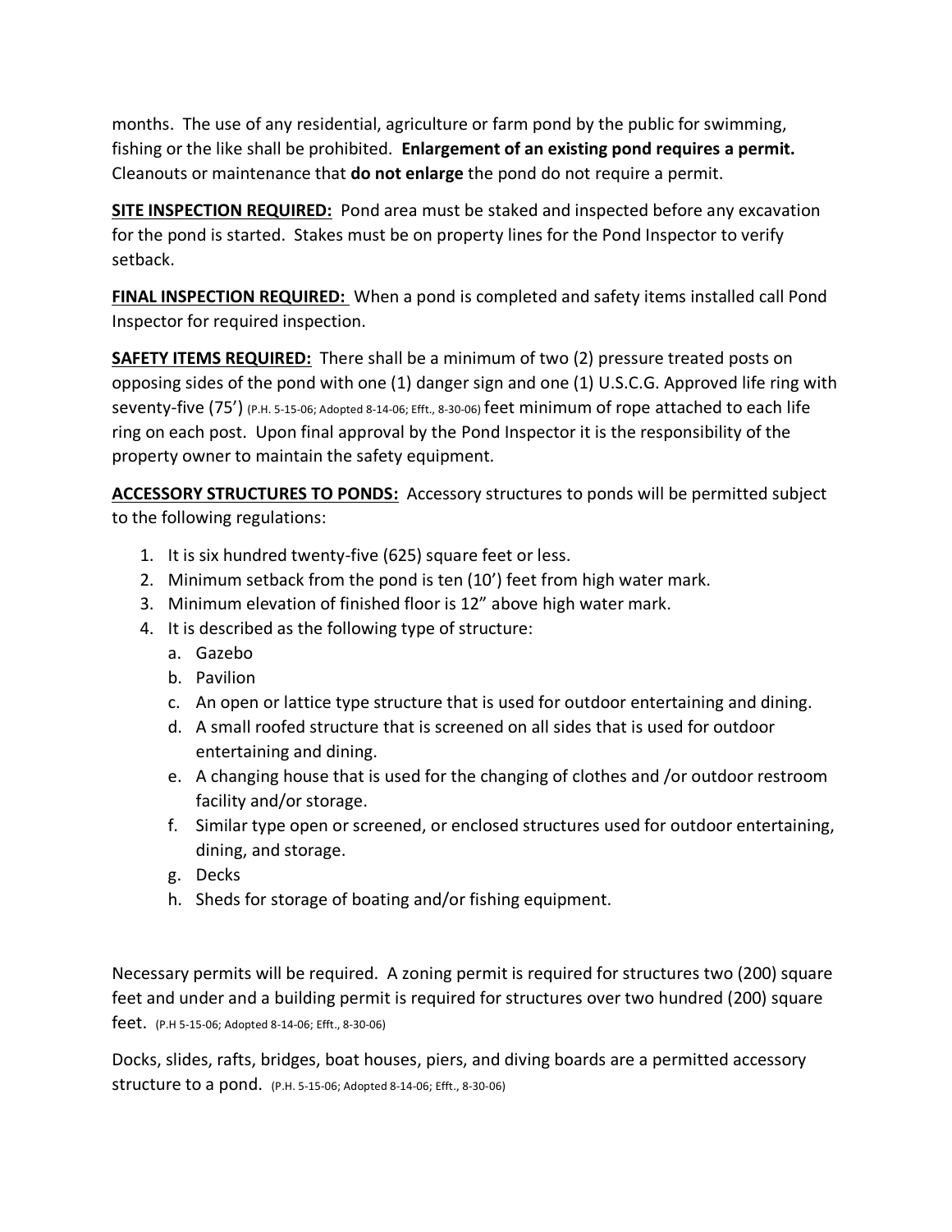months. The use of any residential, agriculture or farm pond by the public for swimming, fishing or the like shall be prohibited. **Enlargement of an existing pond requires a permit.** Cleanouts or maintenance that **do not enlarge** the pond do not require a permit.

**SITE INSPECTION REQUIRED:** Pond area must be staked and inspected before any excavation for the pond is started. Stakes must be on property lines for the Pond Inspector to verify setback.

**FINAL INSPECTION REQUIRED:** When a pond is completed and safety items installed call Pond Inspector for required inspection.

**SAFETY ITEMS REQUIRED:** There shall be a minimum of two (2) pressure treated posts on opposing sides of the pond with one (1) danger sign and one (1) U.S.C.G. Approved life ring with seventy-five (75') (P.H. 5-15-06; Adopted 8-14-06; Efft., 8-30-06) feet minimum of rope attached to each life ring on each post. Upon final approval by the Pond Inspector it is the responsibility of the property owner to maintain the safety equipment.

**ACCESSORY STRUCTURES TO PONDS:** Accessory structures to ponds will be permitted subject to the following regulations:

1. It is six hundred twenty-five (625) square feet or less.
2. Minimum setback from the pond is ten (10') feet from high water mark.
3. Minimum elevation of finished floor is 12" above high water mark.
4. It is described as the following type of structure:
   a. Gazebo
   b. Pavilion
   c. An open or lattice type structure that is used for outdoor entertaining and dining.
   d. A small roofed structure that is screened on all sides that is used for outdoor entertaining and dining.
   e. A changing house that is used for the changing of clothes and /or outdoor restroom facility and/or storage.
   f. Similar type open or screened, or enclosed structures used for outdoor entertaining, dining, and storage.
   g. Decks
   h. Sheds for storage of boating and/or fishing equipment.

Necessary permits will be required. A zoning permit is required for structures two (200) square feet and under and a building permit is required for structures over two hundred (200) square feet. (P.H 5-15-06; Adopted 8-14-06; Efft., 8-30-06)

Docks, slides, rafts, bridges, boat houses, piers, and diving boards are a permitted accessory structure to a pond. (P.H. 5-15-06; Adopted 8-14-06; Efft., 8-30-06)